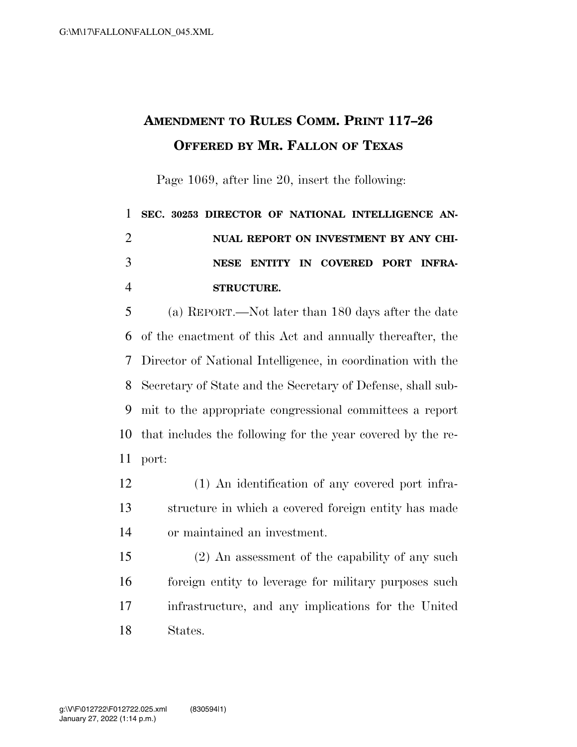# Amendment to Rules Comm. Print 117–26 Offered by Mr. Fallon of Texas

Page 1069, after line 20, insert the following:

**SEC. 30253 DIRECTOR OF NATIONAL INTELLIGENCE ANNUAL REPORT ON INVESTMENT BY ANY CHINESE ENTITY IN COVERED PORT INFRASTRUCTURE.**

(a) Report.—Not later than 180 days after the date of the enactment of this Act and annually thereafter, the Director of National Intelligence, in coordination with the Secretary of State and the Secretary of Defense, shall submit to the appropriate congressional committees a report that includes the following for the year covered by the report:

(1) An identification of any covered port infrastructure in which a covered foreign entity has made or maintained an investment.

(2) An assessment of the capability of any such foreign entity to leverage for military purposes such infrastructure, and any implications for the United States.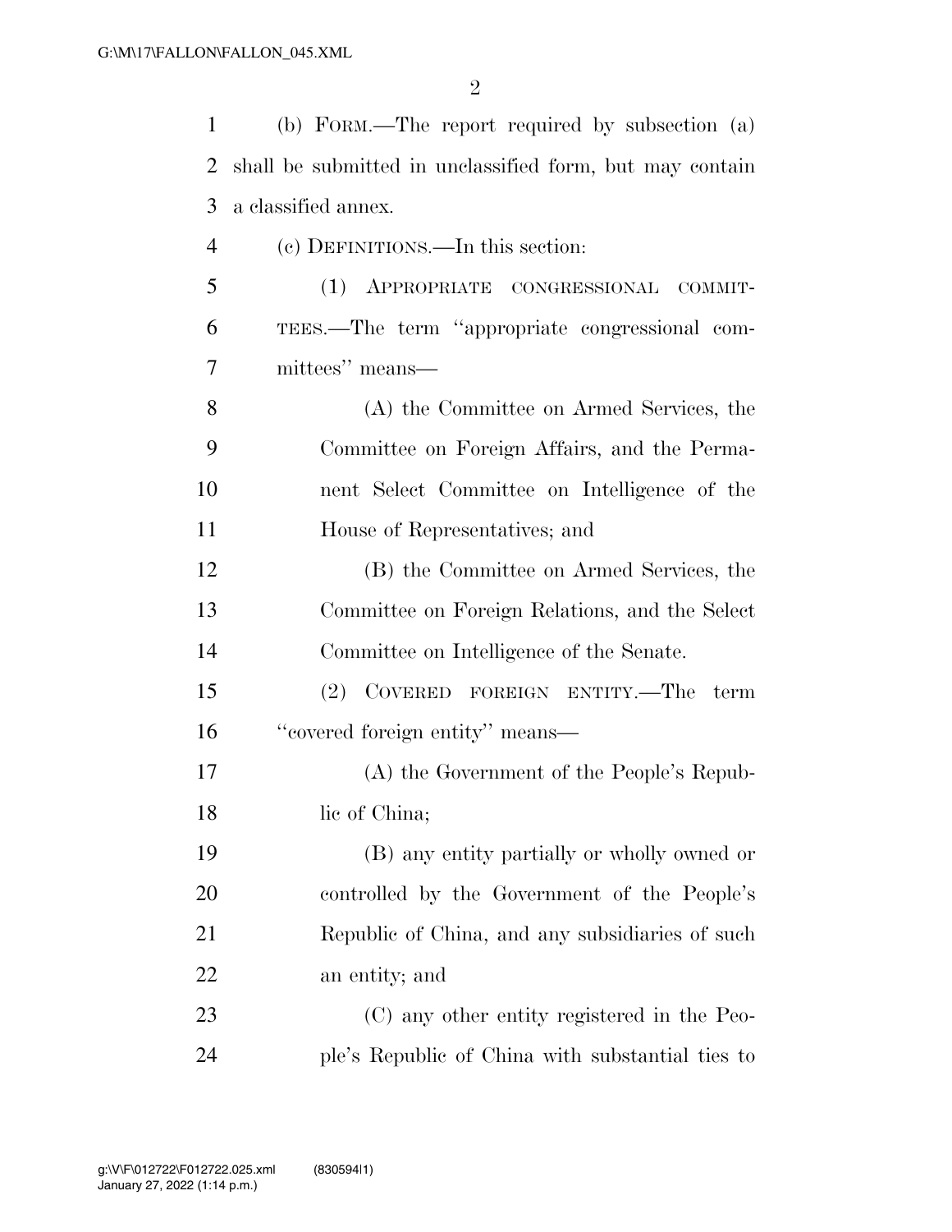(b) FORM.—The report required by subsection (a) shall be submitted in unclassified form, but may contain a classified annex.

(c) DEFINITIONS.—In this section:

(1) APPROPRIATE CONGRESSIONAL COMMITTEES.—The term ''appropriate congressional committees'' means—

(A) the Committee on Armed Services, the Committee on Foreign Affairs, and the Permanent Select Committee on Intelligence of the House of Representatives; and

(B) the Committee on Armed Services, the Committee on Foreign Relations, and the Select Committee on Intelligence of the Senate.

(2) COVERED FOREIGN ENTITY.—The term ''covered foreign entity'' means—

(A) the Government of the People's Republic of China;

(B) any entity partially or wholly owned or controlled by the Government of the People's Republic of China, and any subsidiaries of such an entity; and

(C) any other entity registered in the People's Republic of China with substantial ties to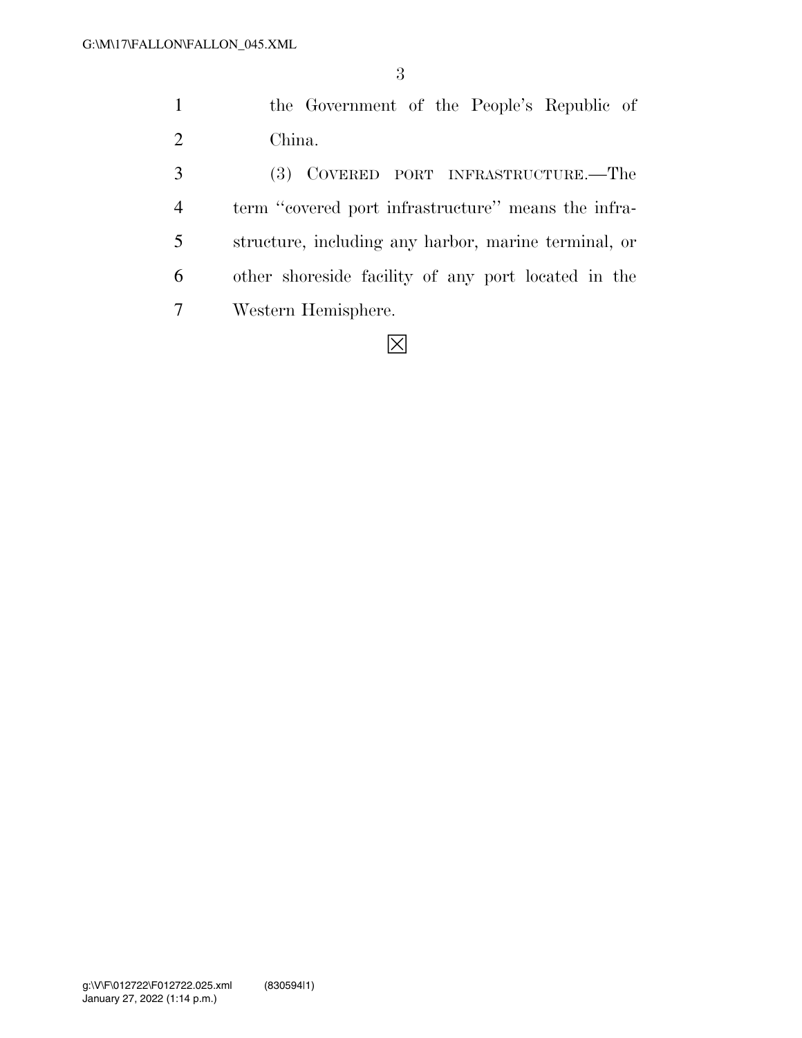the Government of the People's Republic of China.

(3) COVERED PORT INFRASTRUCTURE.—The term "covered port infrastructure" means the infrastructure, including any harbor, marine terminal, or other shoreside facility of any port located in the Western Hemisphere.